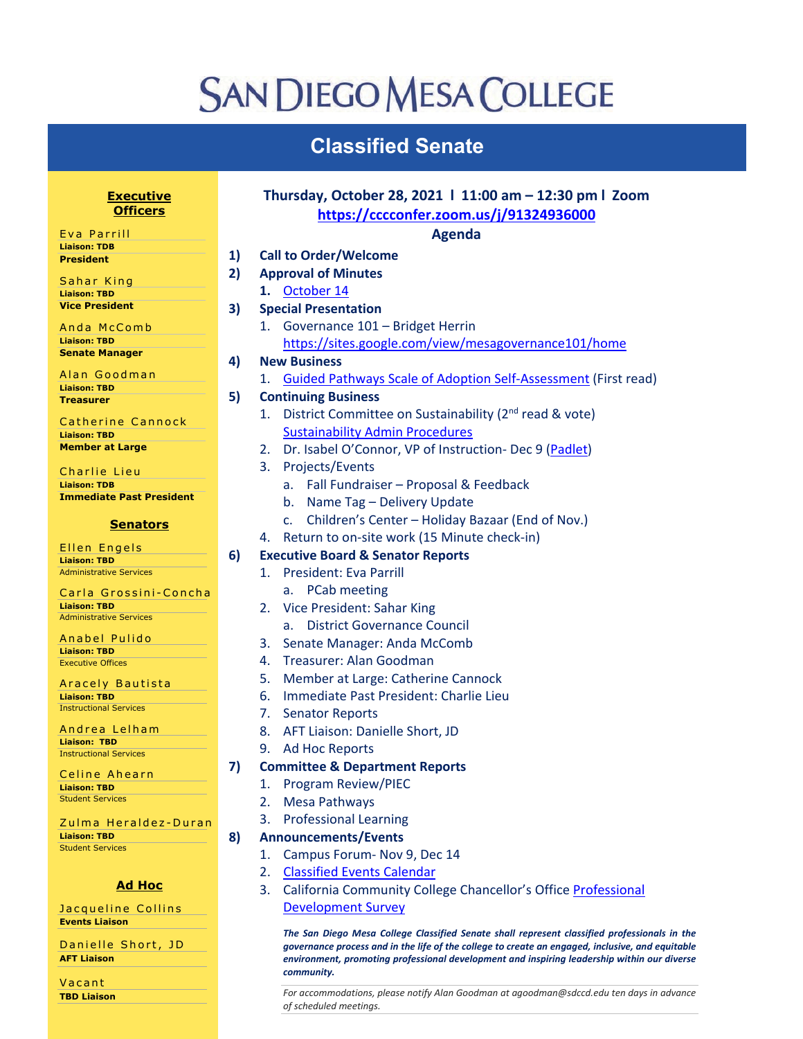# SAN DIEGO MESA COLLEGE

## Classified Senate

### Executive Officers

Eva Parrill
**Liaison: TDB**
**President**

Sahar King
**Liaison: TBD**
**Vice President**

Anda McComb
**Liaison: TBD**
**Senate Manager**

Alan Goodman
**Liaison: TBD**
**Treasurer**

Catherine Cannock
**Liaison: TBD**
**Member at Large**

Charlie Lieu
**Liaison: TDB**
**Immediate Past President**

### Senators

Ellen Engels
**Liaison: TBD**
Administrative Services

Carla Grossini-Concha
**Liaison: TBD**
Administrative Services

Anabel Pulido
**Liaison: TBD**
Executive Offices

Aracely Bautista
**Liaison: TBD**
Instructional Services

Andrea Lelham
**Liaison: TBD**
Instructional Services

Celine Ahearn
**Liaison: TBD**
Student Services

Zulma Heraldez-Duran
**Liaison: TBD**
Student Services

### Ad Hoc

Jacqueline Collins
**Events Liaison**

Danielle Short, JD
**AFT Liaison**

Vacant
**TBD Liaison**

---

**Thursday, October 28, 2021 l 11:00 am – 12:30 pm l Zoom**
**https://cccconfer.zoom.us/j/91324936000**

**Agenda**

1) **Call to Order/Welcome**
2) **Approval of Minutes**
   1. October 14
3) **Special Presentation**
   1. Governance 101 – Bridget Herrin
      https://sites.google.com/view/mesagovernance101/home
4) **New Business**
   1. Guided Pathways Scale of Adoption Self-Assessment (First read)
5) **Continuing Business**
   1. District Committee on Sustainability (2nd read & vote)
      Sustainability Admin Procedures
   2. Dr. Isabel O'Connor, VP of Instruction- Dec 9 (Padlet)
   3. Projects/Events
      a. Fall Fundraiser – Proposal & Feedback
      b. Name Tag – Delivery Update
      c. Children's Center – Holiday Bazaar (End of Nov.)
   4. Return to on-site work (15 Minute check-in)
6) **Executive Board & Senator Reports**
   1. President: Eva Parrill
      a. PCab meeting
   2. Vice President: Sahar King
      a. District Governance Council
   3. Senate Manager: Anda McComb
   4. Treasurer: Alan Goodman
   5. Member at Large: Catherine Cannock
   6. Immediate Past President: Charlie Lieu
   7. Senator Reports
   8. AFT Liaison: Danielle Short, JD
   9. Ad Hoc Reports
7) **Committee & Department Reports**
   1. Program Review/PIEC
   2. Mesa Pathways
   3. Professional Learning
8) **Announcements/Events**
   1. Campus Forum- Nov 9, Dec 14
   2. Classified Events Calendar
   3. California Community College Chancellor's Office Professional Development Survey

***The San Diego Mesa College Classified Senate shall represent classified professionals in the governance process and in the life of the college to create an engaged, inclusive, and equitable environment, promoting professional development and inspiring leadership within our diverse community.***

*For accommodations, please notify Alan Goodman at agoodman@sdccd.edu ten days in advance of scheduled meetings.*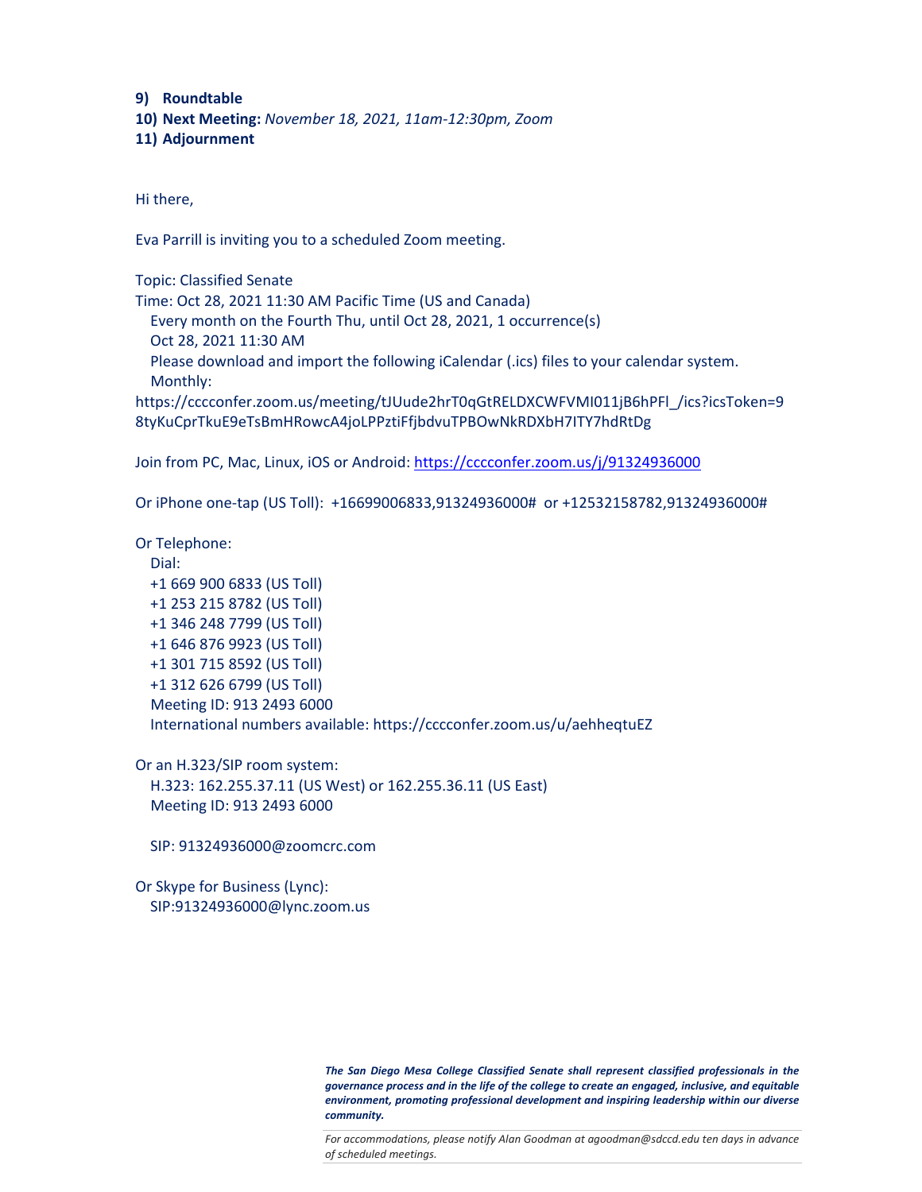**9) Roundtable**

**10) Next Meeting:** *November 18, 2021, 11am-12:30pm, Zoom*

**11) Adjournment**

Hi there,

Eva Parrill is inviting you to a scheduled Zoom meeting.

Topic: Classified Senate
Time: Oct 28, 2021 11:30 AM Pacific Time (US and Canada)
Every month on the Fourth Thu, until Oct 28, 2021, 1 occurrence(s)
Oct 28, 2021 11:30 AM
Please download and import the following iCalendar (.ics) files to your calendar system.
Monthly:
https://cccconfer.zoom.us/meeting/tJUude2hrT0qGtRELDXCWFVMI011jB6hPFl_/ics?icsToken=98tyKuCprTkuE9eTsBmHRowcA4joLPPztiFfjbdvuTPBOwNkRDXbH7ITY7hdRtDg

Join from PC, Mac, Linux, iOS or Android: https://cccconfer.zoom.us/j/91324936000

Or iPhone one-tap (US Toll): +16699006833,91324936000# or +12532158782,91324936000#

Or Telephone:
Dial:
+1 669 900 6833 (US Toll)
+1 253 215 8782 (US Toll)
+1 346 248 7799 (US Toll)
+1 646 876 9923 (US Toll)
+1 301 715 8592 (US Toll)
+1 312 626 6799 (US Toll)
Meeting ID: 913 2493 6000
International numbers available: https://cccconfer.zoom.us/u/aehheqtuEZ

Or an H.323/SIP room system:
H.323: 162.255.37.11 (US West) or 162.255.36.11 (US East)
Meeting ID: 913 2493 6000

SIP: 91324936000@zoomcrc.com

Or Skype for Business (Lync):
SIP:91324936000@lync.zoom.us

***The San Diego Mesa College Classified Senate shall represent classified professionals in the governance process and in the life of the college to create an engaged, inclusive, and equitable environment, promoting professional development and inspiring leadership within our diverse community.***

*For accommodations, please notify Alan Goodman at agoodman@sdccd.edu ten days in advance of scheduled meetings.*